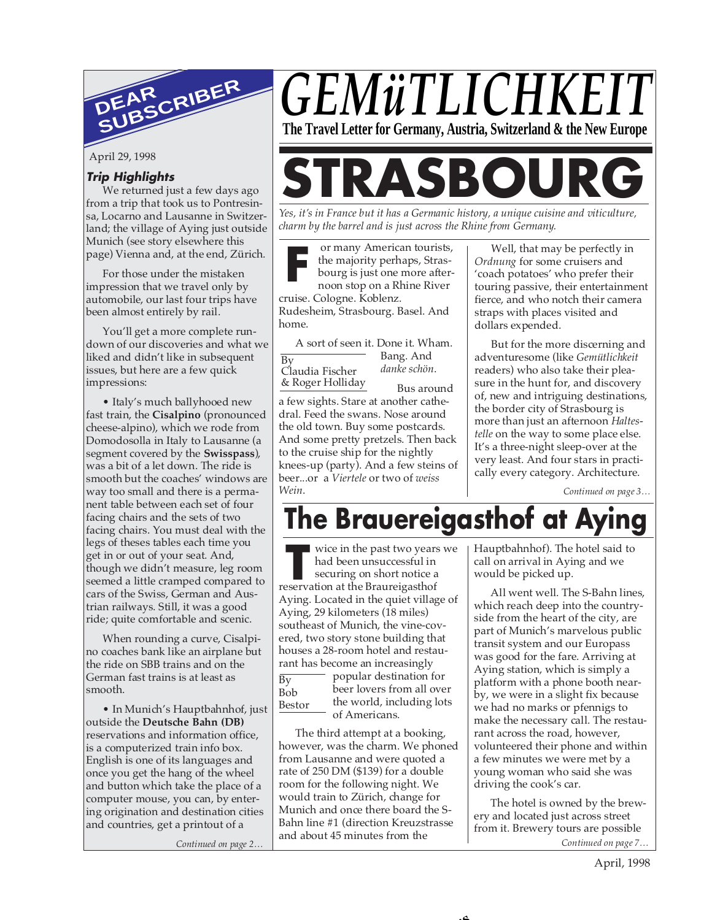# GEMüTLICHKEIT

**The Travel Letter for Germany, Austria, Switzerland & the New Europe**

# STRASBOURG

*Yes, it's in France but it has a Germanic history, a unique cuisine and viticulture, charm by the barrel and is just across the Rhine from Germany.*

By Claudia Fischer & Roger Holliday

For many American tourists, the majority perhaps, Strasbourg is just one more afternoon stop on a Rhine River cruise. Cologne. Koblenz. Rudesheim, Strasbourg. Basel. And home.

A sort of seen it. Done it. Wham. Bang. And *danke schön*.

Bus around a few sights. Stare at another cathedral. Feed the swans. Nose around the old town. Buy some postcards. And some pretty pretzels. Then back to the cruise ship for the nightly knees-up (party). And a few steins of beer...or a *Viertele* or two of *weiss Wein*.

Well, that may be perfectly in *Ordnung* for some cruisers and 'coach potatoes' who prefer their touring passive, their entertainment fierce, and who notch their camera straps with places visited and dollars expended.

But for the more discerning and adventuresome (like *Gemütlichkeit* readers) who also take their pleasure in the hunt for, and discovery of, new and intriguing destinations, the border city of Strasbourg is more than just an afternoon *Haltestelle* on the way to some place else. It's a three-night sleep-over at the very least. And four stars in practically every category. Architecture.

*Continued on page 3…*

# The Brauereigasthof at Aying

By Bob Bestor

Twice in the past two years we had been unsuccessful in securing on short notice a reservation at the Braureigasthof Aying. Located in the quiet village of Aying, 29 kilometers (18 miles) southeast of Munich, the vine-covered, two story stone building that houses a 28-room hotel and restaurant has become an increasingly popular destination for beer lovers from all over the world, including lots of Americans.

The third attempt at a booking, however, was the charm. We phoned from Lausanne and were quoted a rate of 250 DM ($139) for a double room for the following night. We would train to Zürich, change for Munich and once there board the S-Bahn line #1 (direction Kreuzstrasse and about 45 minutes from the Hauptbahnhof). The hotel said to call on arrival in Aying and we would be picked up.

All went well. The S-Bahn lines, which reach deep into the countryside from the heart of the city, are part of Munich's marvelous public transit system and our Europass was good for the fare. Arriving at Aying station, which is simply a platform with a phone booth nearby, we were in a slight fix because we had no marks or pfennigs to make the necessary call. The restaurant across the road, however, volunteered their phone and within a few minutes we were met by a young woman who said she was driving the cook's car.

The hotel is owned by the brewery and located just across street from it. Brewery tours are possible

*Continued on page 7…*

## DEAR SUBSCRIBER

April 29, 1998

***Trip Highlights***

We returned just a few days ago from a trip that took us to Pontresinsa, Locarno and Lausanne in Switzerland; the village of Aying just outside Munich (see story elsewhere this page) Vienna and, at the end, Zürich.

For those under the mistaken impression that we travel only by automobile, our last four trips have been almost entirely by rail.

You'll get a more complete rundown of our discoveries and what we liked and didn't like in subsequent issues, but here are a few quick impressions:

• Italy's much ballyhooed new fast train, the **Cisalpino** (pronounced cheese-alpino), which we rode from Domodosolla in Italy to Lausanne (a segment covered by the **Swisspass**), was a bit of a let down. The ride is smooth but the coaches' windows are way too small and there is a permanent table between each set of four facing chairs and the sets of two facing chairs. You must deal with the legs of theses tables each time you get in or out of your seat. And, though we didn't measure, leg room seemed a little cramped compared to cars of the Swiss, German and Austrian railways. Still, it was a good ride; quite comfortable and scenic.

When rounding a curve, Cisalpino coaches bank like an airplane but the ride on SBB trains and on the German fast trains is at least as smooth.

• In Munich's Hauptbahnhof, just outside the **Deutsche Bahn (DB)** reservations and information office, is a computerized train info box. English is one of its languages and once you get the hang of the wheel and button which take the place of a computer mouse, you can, by entering origination and destination cities and countries, get a printout of a

*Continued on page 2…*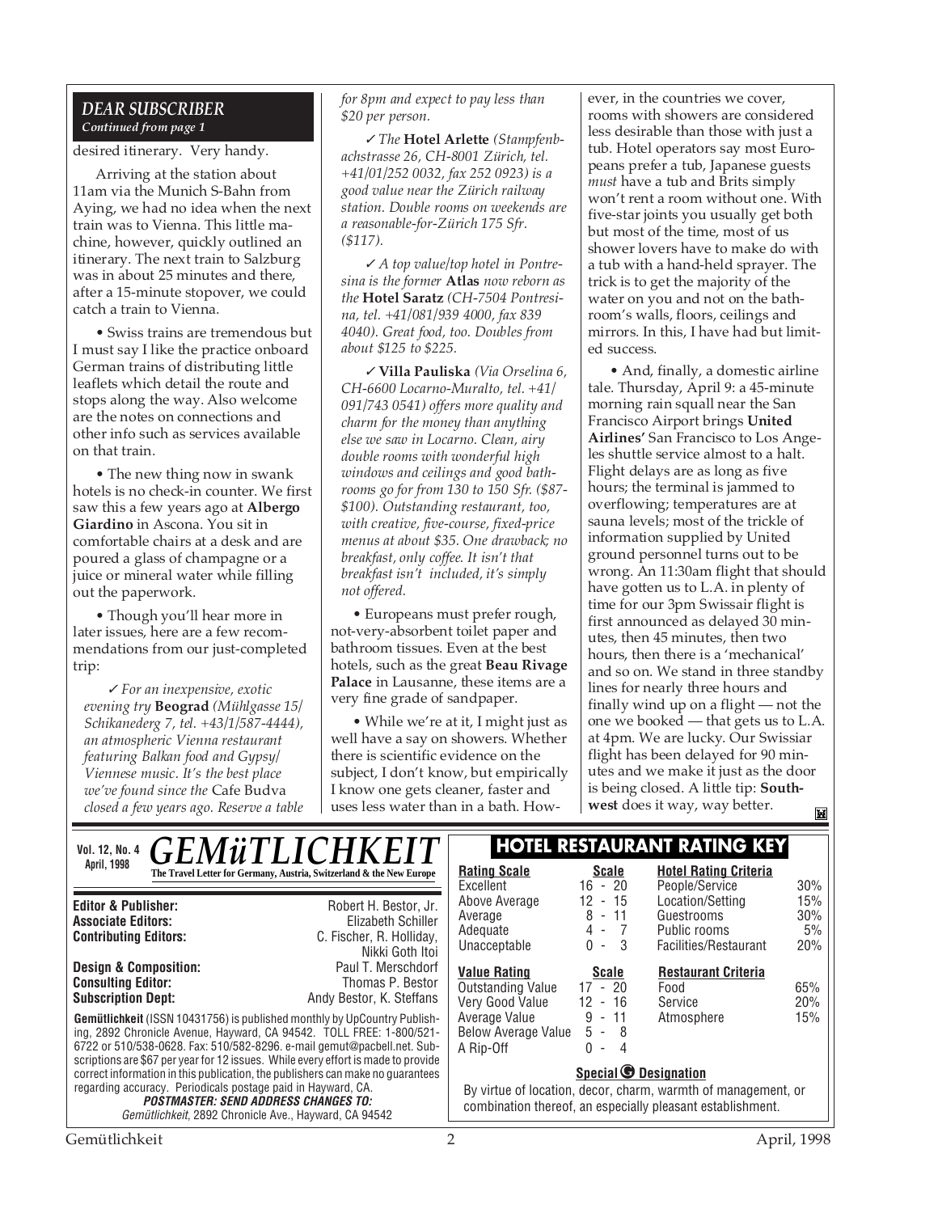## DEAR SUBSCRIBER

*Continued from page 1*

desired itinerary. Very handy.

Arriving at the station about 11am via the Munich S-Bahn from Aying, we had no idea when the next train was to Vienna. This little machine, however, quickly outlined an itinerary. The next train to Salzburg was in about 25 minutes and there, after a 15-minute stopover, we could catch a train to Vienna.

• Swiss trains are tremendous but I must say I like the practice onboard German trains of distributing little leaflets which detail the route and stops along the way. Also welcome are the notes on connections and other info such as services available on that train.

• The new thing now in swank hotels is no check-in counter. We first saw this a few years ago at **Albergo Giardino** in Ascona. You sit in comfortable chairs at a desk and are poured a glass of champagne or a juice or mineral water while filling out the paperwork.

• Though you'll hear more in later issues, here are a few recommendations from our just-completed trip:

✓ *For an inexpensive, exotic evening try* **Beograd** *(Mühlgasse 15/ Schikanederg 7, tel. +43/1/587-4444), an atmospheric Vienna restaurant featuring Balkan food and Gypsy/ Viennese music. It's the best place we've found since the* Cafe Budva *closed a few years ago. Reserve a table for 8pm and expect to pay less than $20 per person.*

✓ *The* **Hotel Arlette** *(Stampfenbachstrasse 26, CH-8001 Zürich, tel. +41/01/252 0032, fax 252 0923) is a good value near the Zürich railway station. Double rooms on weekends are a reasonable-for-Zürich 175 Sfr. ($117).*

✓ *A top value/top hotel in Pontresina is the former* **Atlas** *now reborn as the* **Hotel Saratz** *(CH-7504 Pontresina, tel. +41/081/939 4000, fax 839 4040). Great food, too. Doubles from about $125 to $225.*

✓ **Villa Pauliska** *(Via Orselina 6, CH-6600 Locarno-Muralto, tel. +41/ 091/743 0541) offers more quality and charm for the money than anything else we saw in Locarno. Clean, airy double rooms with wonderful high windows and ceilings and good bathrooms go for from 130 to 150 Sfr. ($87-$100). Outstanding restaurant, too, with creative, five-course, fixed-price menus at about $35. One drawback; no breakfast, only coffee. It isn't that breakfast isn't included, it's simply not offered.*

• Europeans must prefer rough, not-very-absorbent toilet paper and bathroom tissues. Even at the best hotels, such as the great **Beau Rivage Palace** in Lausanne, these items are a very fine grade of sandpaper.

• While we're at it, I might just as well have a say on showers. Whether there is scientific evidence on the subject, I don't know, but empirically I know one gets cleaner, faster and uses less water than in a bath. However, in the countries we cover, rooms with showers are considered less desirable than those with just a tub. Hotel operators say most Europeans prefer a tub, Japanese guests *must* have a tub and Brits simply won't rent a room without one. With five-star joints you usually get both but most of the time, most of us shower lovers have to make do with a tub with a hand-held sprayer. The trick is to get the majority of the water on you and not on the bathroom's walls, floors, ceilings and mirrors. In this, I have had but limited success.

• And, finally, a domestic airline tale. Thursday, April 9: a 45-minute morning rain squall near the San Francisco Airport brings **United Airlines'** San Francisco to Los Angeles shuttle service almost to a halt. Flight delays are as long as five hours; the terminal is jammed to overflowing; temperatures are at sauna levels; most of the trickle of information supplied by United ground personnel turns out to be wrong. An 11:30am flight that should have gotten us to L.A. in plenty of time for our 3pm Swissair flight is first announced as delayed 30 minutes, then 45 minutes, then two hours, then there is a 'mechanical' and so on. We stand in three standby lines for nearly three hours and finally wind up on a flight — not the one we booked — that gets us to L.A. at 4pm. We are lucky. Our Swissiar flight has been delayed for 90 minutes and we make it just as the door is being closed. A little tip: **Southwest** does it way, way better.

---

**Vol. 12, No. 4 April, 1998** ***GEMüTLICHKEIT***
**The Travel Letter for Germany, Austria, Switzerland & the New Europe**

| | |
|---|---|
| **Editor & Publisher:** | Robert H. Bestor, Jr. |
| **Associate Editors:** | Elizabeth Schiller |
| **Contributing Editors:** | C. Fischer, R. Holliday, Nikki Goth Itoi |
| **Design & Composition:** | Paul T. Merschdorf |
| **Consulting Editor:** | Thomas P. Bestor |
| **Subscription Dept:** | Andy Bestor, K. Steffans |

**Gemütlichkeit** (ISSN 10431756) is published monthly by UpCountry Publishing, 2892 Chronicle Avenue, Hayward, CA 94542. TOLL FREE: 1-800/521-6722 or 510/538-0628. Fax: 510/582-8296. e-mail gemut@pacbell.net. Subscriptions are $67 per year for 12 issues. While every effort is made to provide correct information in this publication, the publishers can make no guarantees regarding accuracy. Periodicals postage paid in Hayward, CA.

***POSTMASTER: SEND ADDRESS CHANGES TO:***
*Gemütlichkeit*, 2892 Chronicle Ave., Hayward, CA 94542

## HOTEL RESTAURANT RATING KEY

| Rating Scale | Scale | Hotel Rating Criteria | |
|---|---|---|---|
| Excellent | 16 - 20 | People/Service | 30% |
| Above Average | 12 - 15 | Location/Setting | 15% |
| Average | 8 - 11 | Guestrooms | 30% |
| Adequate | 4 - 7 | Public rooms | 5% |
| Unacceptable | 0 - 3 | Facilities/Restaurant | 20% |

| Value Rating | Scale | Restaurant Criteria | |
|---|---|---|---|
| Outstanding Value | 17 - 20 | Food | 65% |
| Very Good Value | 12 - 16 | Service | 20% |
| Average Value | 9 - 11 | Atmosphere | 15% |
| Below Average Value | 5 - 8 | | |
| A Rip-Off | 0 - 4 | | |

**Special G Designation**

By virtue of location, decor, charm, warmth of management, or combination thereof, an especially pleasant establishment.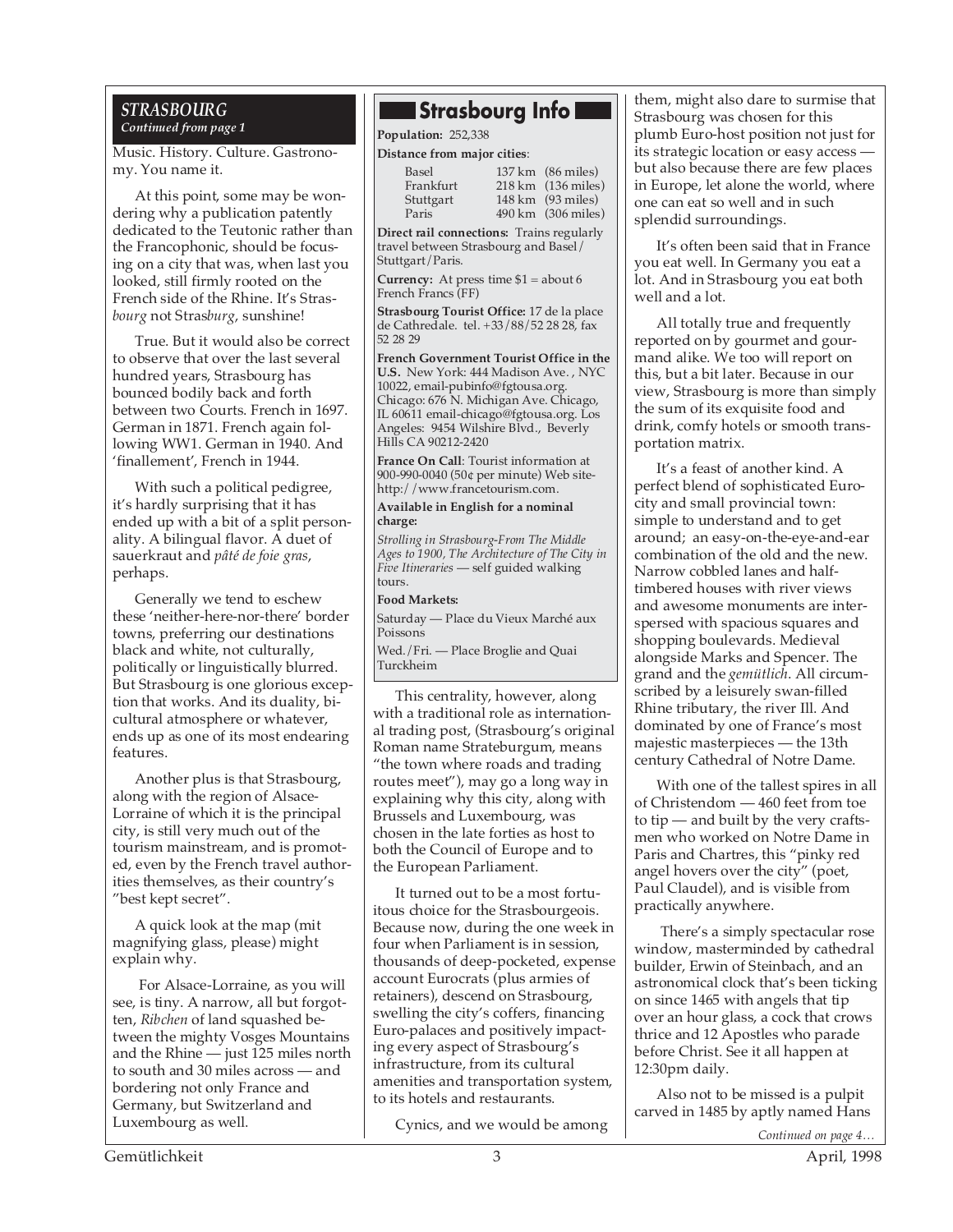## STRASBOURG

*Continued from page 1*

Music. History. Culture. Gastronomy. You name it.

At this point, some may be wondering why a publication patently dedicated to the Teutonic rather than the Francophonic, should be focusing on a city that was, when last you looked, still firmly rooted on the French side of the Rhine. It's Stras*bourg* not Stras*burg*, sunshine!

True. But it would also be correct to observe that over the last several hundred years, Strasbourg has bounced bodily back and forth between two Courts. French in 1697. German in 1871. French again following WW1. German in 1940. And 'finallement', French in 1944.

With such a political pedigree, it's hardly surprising that it has ended up with a bit of a split personality. A bilingual flavor. A duet of sauerkraut and *pâté de foie gras*, perhaps.

Generally we tend to eschew these 'neither-here-nor-there' border towns, preferring our destinations black and white, not culturally, politically or linguistically blurred. But Strasbourg is one glorious exception that works. And its duality, bicultural atmosphere or whatever, ends up as one of its most endearing features.

Another plus is that Strasbourg, along with the region of Alsace-Lorraine of which it is the principal city, is still very much out of the tourism mainstream, and is promoted, even by the French travel authorities themselves, as their country's "best kept secret".

A quick look at the map (mit magnifying glass, please) might explain why.

For Alsace-Lorraine, as you will see, is tiny. A narrow, all but forgotten, *Ribchen* of land squashed between the mighty Vosges Mountains and the Rhine — just 125 miles north to south and 30 miles across — and bordering not only France and Germany, but Switzerland and Luxembourg as well.

### Strasbourg Info

**Population:** 252,338

**Distance from major cities**:

| | | |
|---|---|---|
| Basel | 137 km | (86 miles) |
| Frankfurt | 218 km | (136 miles) |
| Stuttgart | 148 km | (93 miles) |
| Paris | 490 km | (306 miles) |

**Direct rail connections:** Trains regularly travel between Strasbourg and Basel/Stuttgart/Paris.

**Currency:** At press time $1 = about 6 French Francs (FF)

**Strasbourg Tourist Office:** 17 de la place de Cathredale. tel. +33/88/52 28 28, fax 52 28 29

**French Government Tourist Office in the U.S.** New York: 444 Madison Ave., NYC 10022, email-pubinfo@fgtousa.org. Chicago: 676 N. Michigan Ave. Chicago, IL 60611 email-chicago@fgtousa.org. Los Angeles: 9454 Wilshire Blvd., Beverly Hills CA 90212-2420

**France On Call**: Tourist information at 900-990-0040 (50¢ per minute) Web site-http://www.francetourism.com.

**Available in English for a nominal charge:**

*Strolling in Strasbourg-From The Middle Ages to 1900, The Architecture of The City in Five Itineraries* — self guided walking tours.

**Food Markets:**

Saturday — Place du Vieux Marché aux Poissons

Wed./Fri. — Place Broglie and Quai Turckheim

This centrality, however, along with a traditional role as international trading post, (Strasbourg's original Roman name Strateburgum, means "the town where roads and trading routes meet"), may go a long way in explaining why this city, along with Brussels and Luxembourg, was chosen in the late forties as host to both the Council of Europe and to the European Parliament.

It turned out to be a most fortuitous choice for the Strasbourgeois. Because now, during the one week in four when Parliament is in session, thousands of deep-pocketed, expense account Eurocrats (plus armies of retainers), descend on Strasbourg, swelling the city's coffers, financing Euro-palaces and positively impacting every aspect of Strasbourg's infrastructure, from its cultural amenities and transportation system, to its hotels and restaurants.

Cynics, and we would be among them, might also dare to surmise that Strasbourg was chosen for this plumb Euro-host position not just for its strategic location or easy access — but also because there are few places in Europe, let alone the world, where one can eat so well and in such splendid surroundings.

It's often been said that in France you eat well. In Germany you eat a lot. And in Strasbourg you eat both well and a lot.

All totally true and frequently reported on by gourmet and gourmand alike. We too will report on this, but a bit later. Because in our view, Strasbourg is more than simply the sum of its exquisite food and drink, comfy hotels or smooth transportation matrix.

It's a feast of another kind. A perfect blend of sophisticated Eurocity and small provincial town: simple to understand and to get around; an easy-on-the-eye-and-ear combination of the old and the new. Narrow cobbled lanes and half-timbered houses with river views and awesome monuments are interspersed with spacious squares and shopping boulevards. Medieval alongside Marks and Spencer. The grand and the *gemütlich*. All circumscribed by a leisurely swan-filled Rhine tributary, the river Ill. And dominated by one of France's most majestic masterpieces — the 13th century Cathedral of Notre Dame.

With one of the tallest spires in all of Christendom — 460 feet from toe to tip — and built by the very craftsmen who worked on Notre Dame in Paris and Chartres, this "pinky red angel hovers over the city" (poet, Paul Claudel), and is visible from practically anywhere.

There's a simply spectacular rose window, masterminded by cathedral builder, Erwin of Steinbach, and an astronomical clock that's been ticking on since 1465 with angels that tip over an hour glass, a cock that crows thrice and 12 Apostles who parade before Christ. See it all happen at 12:30pm daily.

Also not to be missed is a pulpit carved in 1485 by aptly named Hans

*Continued on page 4…*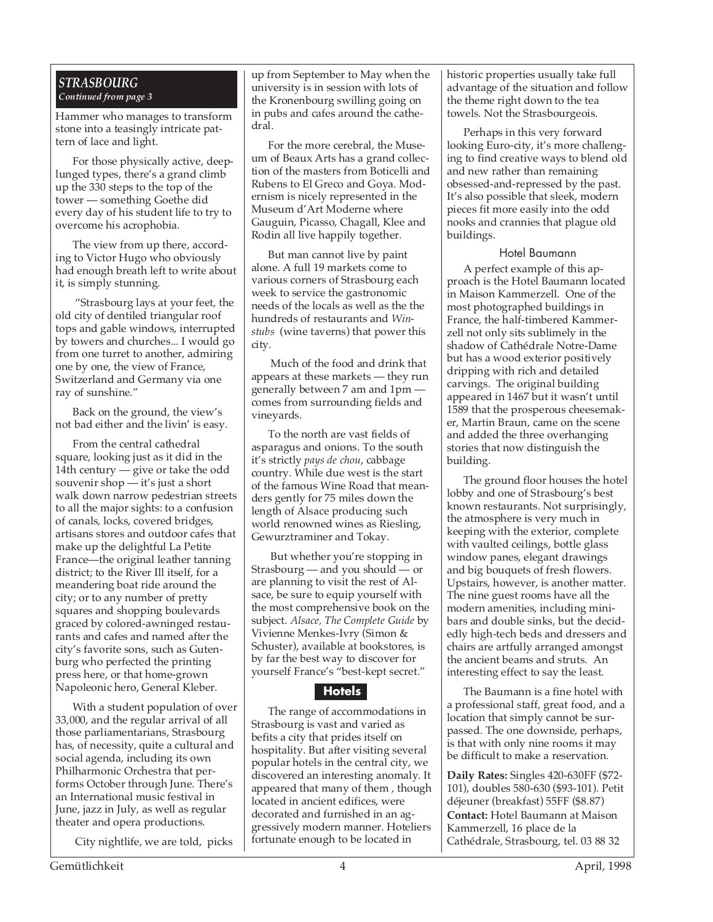## STRASBOURG

*Continued from page 3*

Hammer who manages to transform stone into a teasingly intricate pattern of lace and light.

For those physically active, deep-lunged types, there's a grand climb up the 330 steps to the top of the tower — something Goethe did every day of his student life to try to overcome his acrophobia.

The view from up there, according to Victor Hugo who obviously had enough breath left to write about it, is simply stunning.

"Strasbourg lays at your feet, the old city of dentiled triangular roof tops and gable windows, interrupted by towers and churches... I would go from one turret to another, admiring one by one, the view of France, Switzerland and Germany via one ray of sunshine."

Back on the ground, the view's not bad either and the livin' is easy.

From the central cathedral square, looking just as it did in the 14th century — give or take the odd souvenir shop — it's just a short walk down narrow pedestrian streets to all the major sights: to a confusion of canals, locks, covered bridges, artisans stores and outdoor cafes that make up the delightful La Petite France—the original leather tanning district; to the River Ill itself, for a meandering boat ride around the city; or to any number of pretty squares and shopping boulevards graced by colored-awninged restaurants and cafes and named after the city's favorite sons, such as Gutenburg who perfected the printing press here, or that home-grown Napoleonic hero, General Kleber.

With a student population of over 33,000, and the regular arrival of all those parliamentarians, Strasbourg has, of necessity, quite a cultural and social agenda, including its own Philharmonic Orchestra that performs October through June. There's an International music festival in June, jazz in July, as well as regular theater and opera productions.

City nightlife, we are told, picks up from September to May when the university is in session with lots of the Kronenbourg swilling going on in pubs and cafes around the cathedral.

For the more cerebral, the Museum of Beaux Arts has a grand collection of the masters from Boticelli and Rubens to El Greco and Goya. Modernism is nicely represented in the Museum d'Art Moderne where Gauguin, Picasso, Chagall, Klee and Rodin all live happily together.

But man cannot live by paint alone. A full 19 markets come to various corners of Strasbourg each week to service the gastronomic needs of the locals as well as the the hundreds of restaurants and *Winstubs* (wine taverns) that power this city.

Much of the food and drink that appears at these markets — they run generally between 7 am and 1pm — comes from surrounding fields and vineyards.

To the north are vast fields of asparagus and onions. To the south it's strictly *pays de chou*, cabbage country. While due west is the start of the famous Wine Road that meanders gently for 75 miles down the length of Alsace producing such world renowned wines as Riesling, Gewurztraminer and Tokay.

But whether you're stopping in Strasbourg — and you should — or are planning to visit the rest of Alsace, be sure to equip yourself with the most comprehensive book on the subject. *Alsace, The Complete Guide* by Vivienne Menkes-Ivry (Simon & Schuster), available at bookstores, is by far the best way to discover for yourself France's "best-kept secret."

### Hotels

The range of accommodations in Strasbourg is vast and varied as befits a city that prides itself on hospitality. But after visiting several popular hotels in the central city, we discovered an interesting anomaly. It appeared that many of them , though located in ancient edifices, were decorated and furnished in an aggressively modern manner. Hoteliers fortunate enough to be located in historic properties usually take full advantage of the situation and follow the theme right down to the tea towels. Not the Strasbourgeois.

Perhaps in this very forward looking Euro-city, it's more challenging to find creative ways to blend old and new rather than remaining obsessed-and-repressed by the past. It's also possible that sleek, modern pieces fit more easily into the odd nooks and crannies that plague old buildings.

#### Hotel Baumann

A perfect example of this approach is the Hotel Baumann located in Maison Kammerzell. One of the most photographed buildings in France, the half-timbered Kammerzell not only sits sublimely in the shadow of Cathédrale Notre-Dame but has a wood exterior positively dripping with rich and detailed carvings. The original building appeared in 1467 but it wasn't until 1589 that the prosperous cheesemaker, Martin Braun, came on the scene and added the three overhanging stories that now distinguish the building.

The ground floor houses the hotel lobby and one of Strasbourg's best known restaurants. Not surprisingly, the atmosphere is very much in keeping with the exterior, complete with vaulted ceilings, bottle glass window panes, elegant drawings and big bouquets of fresh flowers. Upstairs, however, is another matter. The nine guest rooms have all the modern amenities, including minibars and double sinks, but the decidedly high-tech beds and dressers and chairs are artfully arranged amongst the ancient beams and struts. An interesting effect to say the least.

The Baumann is a fine hotel with a professional staff, great food, and a location that simply cannot be surpassed. The one downside, perhaps, is that with only nine rooms it may be difficult to make a reservation.

**Daily Rates:** Singles 420-630FF ($72-101), doubles 580-630 ($93-101). Petit déjeuner (breakfast) 55FF ($8.87)

**Contact:** Hotel Baumann at Maison Kammerzell, 16 place de la Cathédrale, Strasbourg, tel. 03 88 32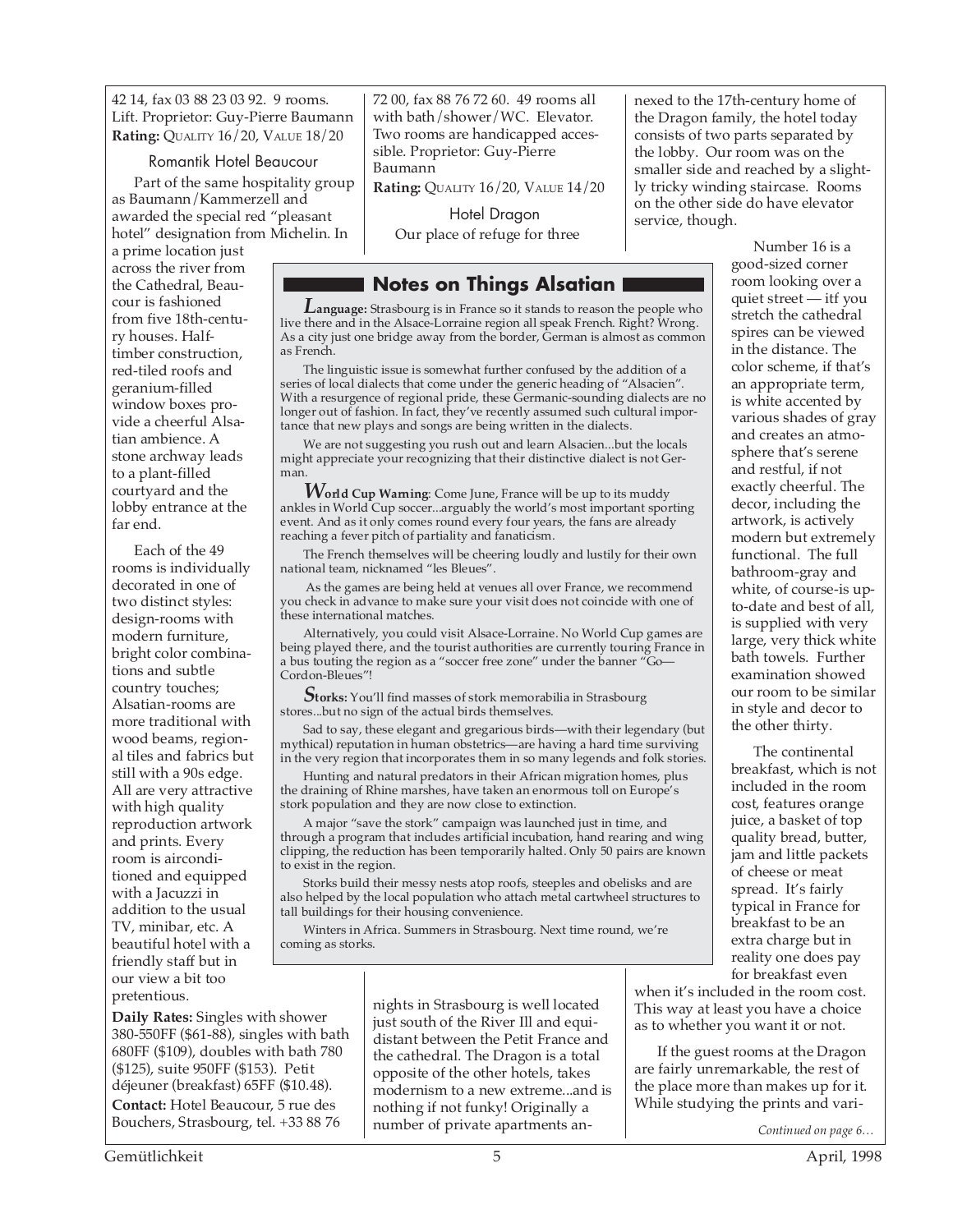42 14, fax 03 88 23 03 92. 9 rooms. Lift. Proprietor: Guy-Pierre Baumann
**Rating:** QUALITY 16/20, VALUE 18/20

### Romantik Hotel Beaucour

Part of the same hospitality group as Baumann/Kammerzell and awarded the special red "pleasant hotel" designation from Michelin. In a prime location just across the river from the Cathedral, Beaucour is fashioned from five 18th-century houses. Half-timber construction, red-tiled roofs and geranium-filled window boxes provide a cheerful Alsatian ambience. A stone archway leads to a plant-filled courtyard and the lobby entrance at the far end.

Each of the 49 rooms is individually decorated in one of two distinct styles: design-rooms with modern furniture, bright color combinations and subtle country touches; Alsatian-rooms are more traditional with wood beams, regional tiles and fabrics but still with a 90s edge. All are very attractive with high quality reproduction artwork and prints. Every room is airconditioned and equipped with a Jacuzzi in addition to the usual TV, minibar, etc. A beautiful hotel with a friendly staff but in our view a bit too pretentious.

**Daily Rates:** Singles with shower 380-550FF ($61-88), singles with bath 680FF ($109), doubles with bath 780 ($125), suite 950FF ($153). Petit déjeuner (breakfast) 65FF ($10.48).

**Contact:** Hotel Beaucour, 5 rue des Bouchers, Strasbourg, tel. +33 88 76 72 00, fax 88 76 72 60. 49 rooms all with bath/shower/WC. Elevator. Two rooms are handicapped accessible. Proprietor: Guy-Pierre Baumann

**Rating:** QUALITY 16/20, VALUE 14/20

### Hotel Dragon

Our place of refuge for three nights in Strasbourg is well located just south of the River Ill and equidistant between the Petit France and the cathedral. The Dragon is a total opposite of the other hotels, takes modernism to a new extreme...and is nothing if not funky! Originally a number of private apartments annexed to the 17th-century home of the Dragon family, the hotel today consists of two parts separated by the lobby. Our room was on the smaller side and reached by a slightly tricky winding staircase. Rooms on the other side do have elevator service, though.

Number 16 is a good-sized corner room looking over a quiet street — itf you stretch the cathedral spires can be viewed in the distance. The color scheme, if that's an appropriate term, is white accented by various shades of gray and creates an atmosphere that's serene and restful, if not exactly cheerful. The decor, including the artwork, is actively modern but extremely functional. The full bathroom-gray and white, of course-is up-to-date and best of all, is supplied with very large, very thick white bath towels. Further examination showed our room to be similar in style and decor to the other thirty.

The continental breakfast, which is not included in the room cost, features orange juice, a basket of top quality bread, butter, jam and little packets of cheese or meat spread. It's fairly typical in France for breakfast to be an extra charge but in reality one does pay for breakfast even when it's included in the room cost. This way at least you have a choice as to whether you want it or not.

If the guest rooms at the Dragon are fairly unremarkable, the rest of the place more than makes up for it. While studying the prints and vari-

*Continued on page 6…*

---

## Notes on Things Alsatian

***Language:*** Strasbourg is in France so it stands to reason the people who live there and in the Alsace-Lorraine region all speak French. Right? Wrong. As a city just one bridge away from the border, German is almost as common as French.

The linguistic issue is somewhat further confused by the addition of a series of local dialects that come under the generic heading of "Alsacien". With a resurgence of regional pride, these Germanic-sounding dialects are no longer out of fashion. In fact, they've recently assumed such cultural importance that new plays and songs are being written in the dialects.

We are not suggesting you rush out and learn Alsacien...but the locals might appreciate your recognizing that their distinctive dialect is not German.

***World Cup Warning***: Come June, France will be up to its muddy ankles in World Cup soccer...arguably the world's most important sporting event. And as it only comes round every four years, the fans are already reaching a fever pitch of partiality and fanaticism.

The French themselves will be cheering loudly and lustily for their own national team, nicknamed "les Bleues".

As the games are being held at venues all over France, we recommend you check in advance to make sure your visit does not coincide with one of these international matches.

Alternatively, you could visit Alsace-Lorraine. No World Cup games are being played there, and the tourist authorities are currently touring France in a bus touting the region as a "soccer free zone" under the banner "Go—Cordon-Bleues"!

***Storks:*** You'll find masses of stork memorabilia in Strasbourg stores...but no sign of the actual birds themselves.

Sad to say, these elegant and gregarious birds—with their legendary (but mythical) reputation in human obstetrics—are having a hard time surviving in the very region that incorporates them in so many legends and folk stories.

Hunting and natural predators in their African migration homes, plus the draining of Rhine marshes, have taken an enormous toll on Europe's stork population and they are now close to extinction.

A major "save the stork" campaign was launched just in time, and through a program that includes artificial incubation, hand rearing and wing clipping, the reduction has been temporarily halted. Only 50 pairs are known to exist in the region.

Storks build their messy nests atop roofs, steeples and obelisks and are also helped by the local population who attach metal cartwheel structures to tall buildings for their housing convenience.

Winters in Africa. Summers in Strasbourg. Next time round, we're coming as storks.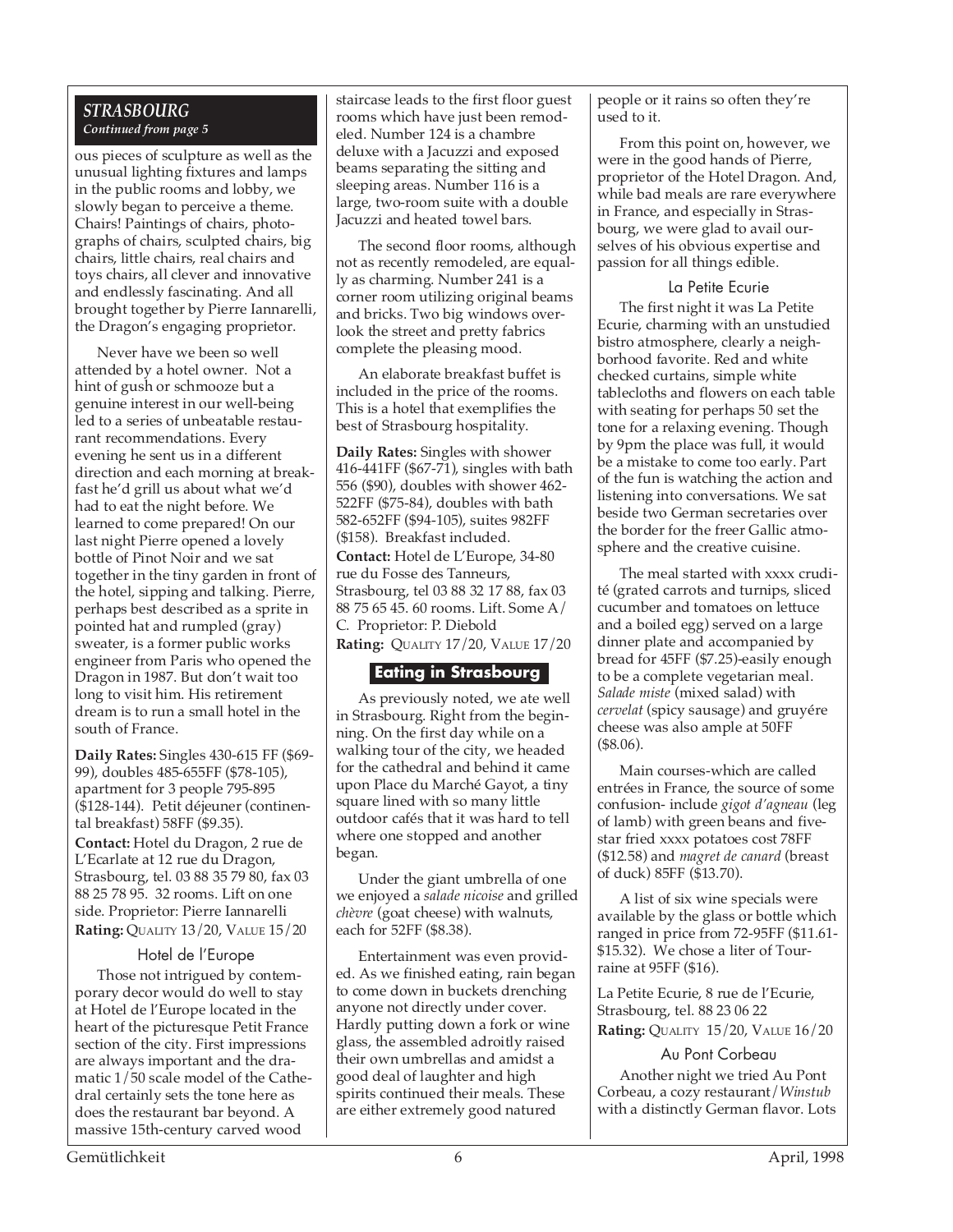## STRASBOURG

*Continued from page 5*

ous pieces of sculpture as well as the unusual lighting fixtures and lamps in the public rooms and lobby, we slowly began to perceive a theme. Chairs! Paintings of chairs, photographs of chairs, sculpted chairs, big chairs, little chairs, real chairs and toys chairs, all clever and innovative and endlessly fascinating. And all brought together by Pierre Iannarelli, the Dragon's engaging proprietor.

Never have we been so well attended by a hotel owner. Not a hint of gush or schmooze but a genuine interest in our well-being led to a series of unbeatable restaurant recommendations. Every evening he sent us in a different direction and each morning at breakfast he'd grill us about what we'd had to eat the night before. We learned to come prepared! On our last night Pierre opened a lovely bottle of Pinot Noir and we sat together in the tiny garden in front of the hotel, sipping and talking. Pierre, perhaps best described as a sprite in pointed hat and rumpled (gray) sweater, is a former public works engineer from Paris who opened the Dragon in 1987. But don't wait too long to visit him. His retirement dream is to run a small hotel in the south of France.

**Daily Rates:** Singles 430-615 FF ($69-99), doubles 485-655FF ($78-105), apartment for 3 people 795-895 ($128-144). Petit déjeuner (continental breakfast) 58FF ($9.35).
**Contact:** Hotel du Dragon, 2 rue de L'Ecarlate at 12 rue du Dragon, Strasbourg, tel. 03 88 35 79 80, fax 03 88 25 78 95. 32 rooms. Lift on one side. Proprietor: Pierre Iannarelli
**Rating:** QUALITY 13/20, VALUE 15/20

### Hotel de l'Europe

Those not intrigued by contemporary decor would do well to stay at Hotel de l'Europe located in the heart of the picturesque Petit France section of the city. First impressions are always important and the dramatic 1/50 scale model of the Cathedral certainly sets the tone here as does the restaurant bar beyond. A massive 15th-century carved wood staircase leads to the first floor guest rooms which have just been remodeled. Number 124 is a chambre deluxe with a Jacuzzi and exposed beams separating the sitting and sleeping areas. Number 116 is a large, two-room suite with a double Jacuzzi and heated towel bars.

The second floor rooms, although not as recently remodeled, are equally as charming. Number 241 is a corner room utilizing original beams and bricks. Two big windows overlook the street and pretty fabrics complete the pleasing mood.

An elaborate breakfast buffet is included in the price of the rooms. This is a hotel that exemplifies the best of Strasbourg hospitality.

**Daily Rates:** Singles with shower 416-441FF ($67-71), singles with bath 556 ($90), doubles with shower 462-522FF ($75-84), doubles with bath 582-652FF ($94-105), suites 982FF ($158). Breakfast included.
**Contact:** Hotel de L'Europe, 34-80 rue du Fosse des Tanneurs, Strasbourg, tel 03 88 32 17 88, fax 03 88 75 65 45. 60 rooms. Lift. Some A/C. Proprietor: P. Diebold
**Rating:** QUALITY 17/20, VALUE 17/20

## Eating in Strasbourg

As previously noted, we ate well in Strasbourg. Right from the beginning. On the first day while on a walking tour of the city, we headed for the cathedral and behind it came upon Place du Marché Gayot, a tiny square lined with so many little outdoor cafés that it was hard to tell where one stopped and another began.

Under the giant umbrella of one we enjoyed a *salade nicoise* and grilled *chèvre* (goat cheese) with walnuts, each for 52FF ($8.38).

Entertainment was even provided. As we finished eating, rain began to come down in buckets drenching anyone not directly under cover. Hardly putting down a fork or wine glass, the assembled adroitly raised their own umbrellas and amidst a good deal of laughter and high spirits continued their meals. These are either extremely good natured people or it rains so often they're used to it.

From this point on, however, we were in the good hands of Pierre, proprietor of the Hotel Dragon. And, while bad meals are rare everywhere in France, and especially in Strasbourg, we were glad to avail ourselves of his obvious expertise and passion for all things edible.

### La Petite Ecurie

The first night it was La Petite Ecurie, charming with an unstudied bistro atmosphere, clearly a neighborhood favorite. Red and white checked curtains, simple white tablecloths and flowers on each table with seating for perhaps 50 set the tone for a relaxing evening. Though by 9pm the place was full, it would be a mistake to come too early. Part of the fun is watching the action and listening into conversations. We sat beside two German secretaries over the border for the freer Gallic atmosphere and the creative cuisine.

The meal started with xxxx crudité (grated carrots and turnips, sliced cucumber and tomatoes on lettuce and a boiled egg) served on a large dinner plate and accompanied by bread for 45FF ($7.25)-easily enough to be a complete vegetarian meal. *Salade miste* (mixed salad) with *cervelat* (spicy sausage) and gruyére cheese was also ample at 50FF ($8.06).

Main courses-which are called entrées in France, the source of some confusion- include *gigot d'agneau* (leg of lamb) with green beans and five-star fried xxxx potatoes cost 78FF ($12.58) and *magret de canard* (breast of duck) 85FF ($13.70).

A list of six wine specials were available by the glass or bottle which ranged in price from 72-95FF ($11.61-$15.32). We chose a liter of Touraine at 95FF ($16).

La Petite Ecurie, 8 rue de l'Ecurie, Strasbourg, tel. 88 23 06 22
**Rating:** QUALITY 15/20, VALUE 16/20

### Au Pont Corbeau

Another night we tried Au Pont Corbeau, a cozy restaurant/*Winstub* with a distinctly German flavor. Lots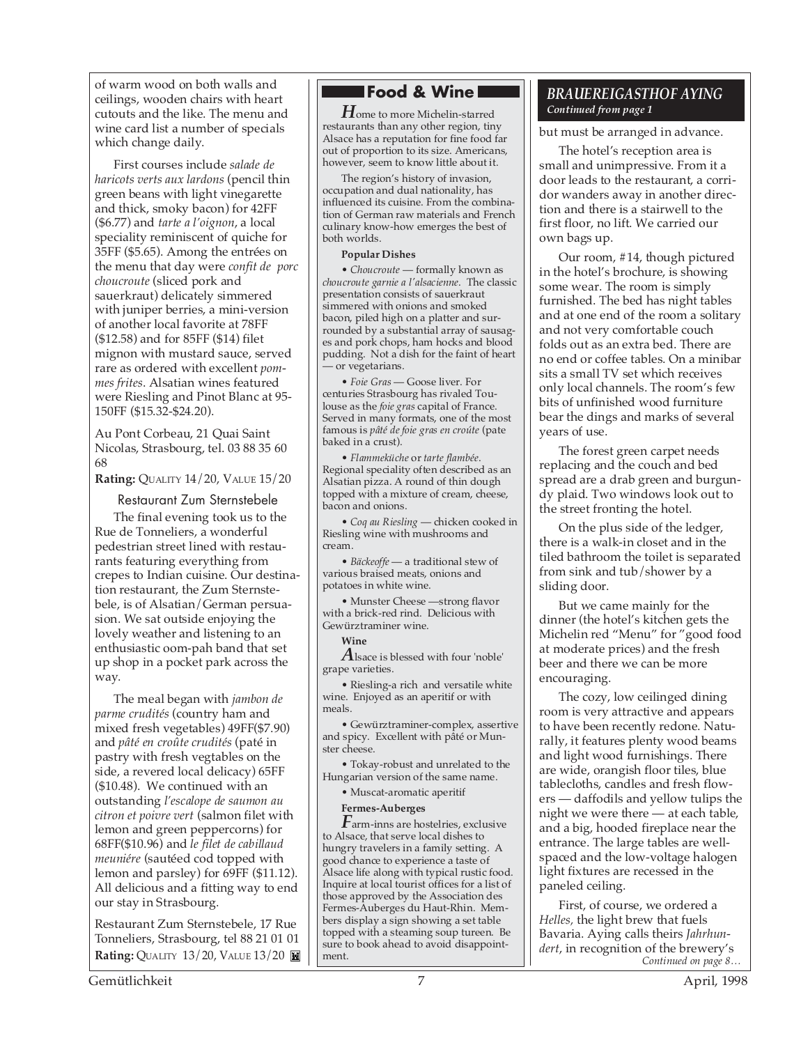of warm wood on both walls and ceilings, wooden chairs with heart cutouts and the like. The menu and wine card list a number of specials which change daily.

First courses include *salade de haricots verts aux lardons* (pencil thin green beans with light vinegarette and thick, smoky bacon) for 42FF ($6.77) and *tarte a l'oignon*, a local speciality reminiscent of quiche for 35FF ($5.65). Among the entrées on the menu that day were *confit de porc choucroute* (sliced pork and sauerkraut) delicately simmered with juniper berries, a mini-version of another local favorite at 78FF ($12.58) and for 85FF ($14) filet mignon with mustard sauce, served rare as ordered with excellent *pommes frites*. Alsatian wines featured were Riesling and Pinot Blanc at 95-150FF ($15.32-$24.20).

Au Pont Corbeau, 21 Quai Saint Nicolas, Strasbourg, tel. 03 88 35 60 68

**Rating:** QUALITY 14/20, VALUE 15/20

### Restaurant Zum Sternstebele

The final evening took us to the Rue de Tonneliers, a wonderful pedestrian street lined with restaurants featuring everything from crepes to Indian cuisine. Our destination restaurant, the Zum Sternstebele, is of Alsatian/German persuasion. We sat outside enjoying the lovely weather and listening to an enthusiastic oom-pah band that set up shop in a pocket park across the way.

The meal began with *jambon de parme crudités* (country ham and mixed fresh vegetables) 49FF($7.90) and *pâté en croûte crudités* (paté in pastry with fresh vegtables on the side, a revered local delicacy) 65FF ($10.48). We continued with an outstanding *l'escalope de saumon au citron et poivre vert* (salmon filet with lemon and green peppercorns) for 68FF($10.96) and *le filet de cabillaud meuniére* (sautéed cod topped with lemon and parsley) for 69FF ($11.12). All delicious and a fitting way to end our stay in Strasbourg.

Restaurant Zum Sternstebele, 17 Rue Tonneliers, Strasbourg, tel 88 21 01 01

**Rating:** QUALITY 13/20, VALUE 13/20

## Food & Wine

*H*ome to more Michelin-starred restaurants than any other region, tiny Alsace has a reputation for fine food far out of proportion to its size. Americans, however, seem to know little about it.

The region's history of invasion, occupation and dual nationality, has influenced its cuisine. From the combination of German raw materials and French culinary know-how emerges the best of both worlds.

**Popular Dishes**

- *Choucroute* — formally known as *choucroute garnie a l'alsacienne*. The classic presentation consists of sauerkraut simmered with onions and smoked bacon, piled high on a platter and surrounded by a substantial array of sausages and pork chops, ham hocks and blood pudding. Not a dish for the faint of heart — or vegetarians.
- *Foie Gras* — Goose liver. For centuries Strasbourg has rivaled Toulouse as the *foie gras* capital of France. Served in many formats, one of the most famous is *pâté de foie gras en croûte* (pate baked in a crust).
- *Flammeküche* or *tarte flambée*. Regional speciality often described as an Alsatian pizza. A round of thin dough topped with a mixture of cream, cheese, bacon and onions.
- *Coq au Riesling* — chicken cooked in Riesling wine with mushrooms and cream.
- *Bäckeoffe* — a traditional stew of various braised meats, onions and potatoes in white wine.
- Munster Cheese —strong flavor with a brick-red rind. Delicious with Gewürztraminer wine.

**Wine**

*A*lsace is blessed with four 'noble' grape varieties.

- Riesling-a rich and versatile white wine. Enjoyed as an aperitif or with meals.
- Gewürztraminer-complex, assertive and spicy. Excellent with pâté or Munster cheese.
- Tokay-robust and unrelated to the Hungarian version of the same name.
- Muscat-aromatic aperitif

**Fermes-Auberges**

*F*arm-inns are hostelries, exclusive to Alsace, that serve local dishes to hungry travelers in a family setting. A good chance to experience a taste of Alsace life along with typical rustic food. Inquire at local tourist offices for a list of those approved by the Association des Fermes-Auberges du Haut-Rhin. Members display a sign showing a set table topped with a steaming soup tureen. Be sure to book ahead to avoid disappointment.

## *BRAUEREIGASTHOF AYING*

*Continued from page 1*

but must be arranged in advance.

The hotel's reception area is small and unimpressive. From it a door leads to the restaurant, a corridor wanders away in another direction and there is a stairwell to the first floor, no lift. We carried our own bags up.

Our room, #14, though pictured in the hotel's brochure, is showing some wear. The room is simply furnished. The bed has night tables and at one end of the room a solitary and not very comfortable couch folds out as an extra bed. There are no end or coffee tables. On a minibar sits a small TV set which receives only local channels. The room's few bits of unfinished wood furniture bear the dings and marks of several years of use.

The forest green carpet needs replacing and the couch and bed spread are a drab green and burgundy plaid. Two windows look out to the street fronting the hotel.

On the plus side of the ledger, there is a walk-in closet and in the tiled bathroom the toilet is separated from sink and tub/shower by a sliding door.

But we came mainly for the dinner (the hotel's kitchen gets the Michelin red "Menu" for "good food at moderate prices) and the fresh beer and there we can be more encouraging.

The cozy, low ceilinged dining room is very attractive and appears to have been recently redone. Naturally, it features plenty wood beams and light wood furnishings. There are wide, orangish floor tiles, blue tablecloths, candles and fresh flowers — daffodils and yellow tulips the night we were there — at each table, and a big, hooded fireplace near the entrance. The large tables are well-spaced and the low-voltage halogen light fixtures are recessed in the paneled ceiling.

First, of course, we ordered a *Helles,* the light brew that fuels Bavaria. Aying calls theirs *Jahrhundert*, in recognition of the brewery's

*Continued on page 8…*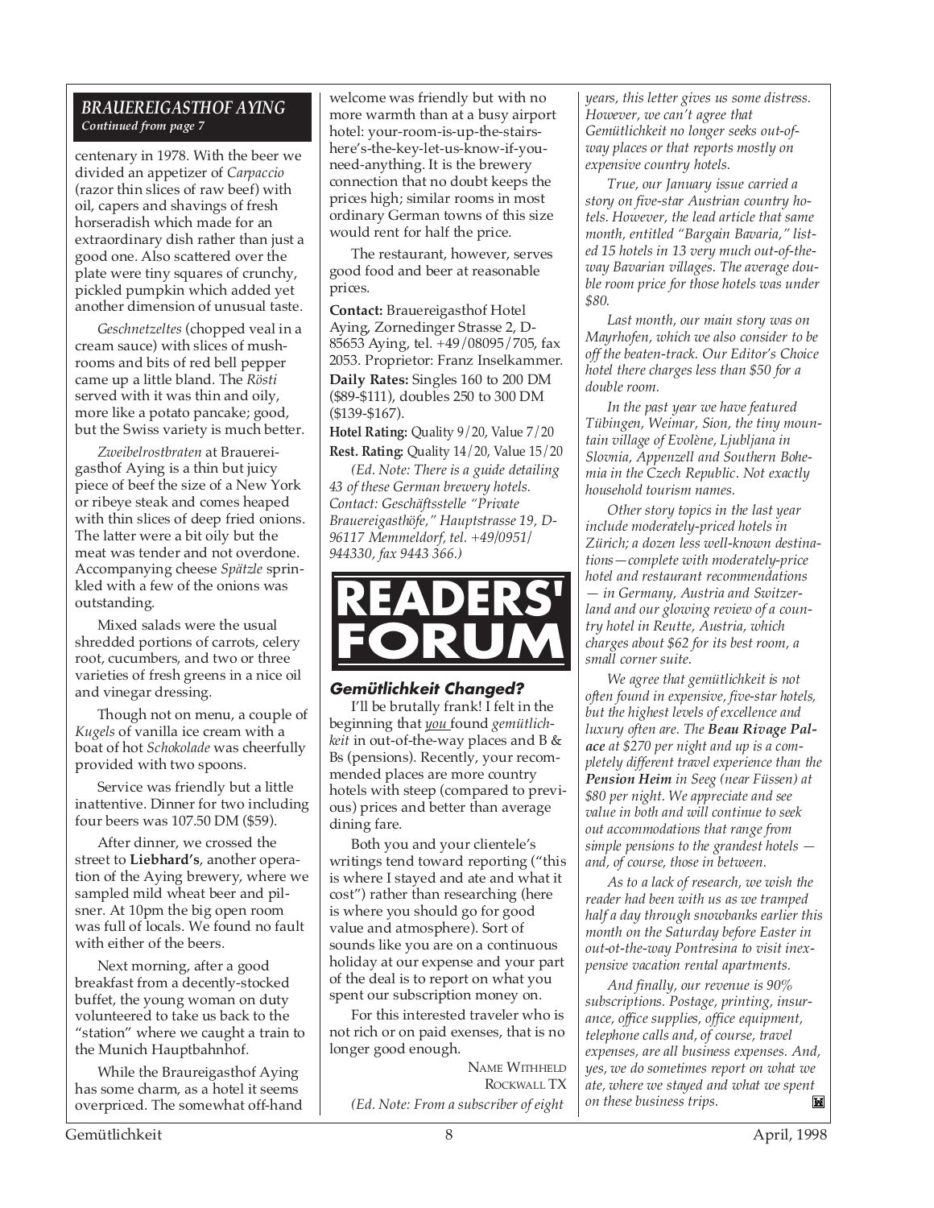### *BRAUEREIGASTHOF AYING*
*Continued from page 7*

centenary in 1978. With the beer we divided an appetizer of *Carpaccio* (razor thin slices of raw beef) with oil, capers and shavings of fresh horseradish which made for an extraordinary dish rather than just a good one. Also scattered over the plate were tiny squares of crunchy, pickled pumpkin which added yet another dimension of unusual taste.

*Geschnetzeltes* (chopped veal in a cream sauce) with slices of mushrooms and bits of red bell pepper came up a little bland. The *Rösti* served with it was thin and oily, more like a potato pancake; good, but the Swiss variety is much better.

*Zweibelrostbraten* at Brauereigasthof Aying is a thin but juicy piece of beef the size of a New York or ribeye steak and comes heaped with thin slices of deep fried onions. The latter were a bit oily but the meat was tender and not overdone. Accompanying cheese *Spätzle* sprinkled with a few of the onions was outstanding.

Mixed salads were the usual shredded portions of carrots, celery root, cucumbers, and two or three varieties of fresh greens in a nice oil and vinegar dressing.

Though not on menu, a couple of *Kugels* of vanilla ice cream with a boat of hot *Schokolade* was cheerfully provided with two spoons.

Service was friendly but a little inattentive. Dinner for two including four beers was 107.50 DM ($59).

After dinner, we crossed the street to **Liebhard's**, another operation of the Aying brewery, where we sampled mild wheat beer and pilsner. At 10pm the big open room was full of locals. We found no fault with either of the beers.

Next morning, after a good breakfast from a decently-stocked buffet, the young woman on duty volunteered to take us back to the "station" where we caught a train to the Munich Hauptbahnhof.

While the Braureigasthof Aying has some charm, as a hotel it seems overpriced. The somewhat off-hand welcome was friendly but with no more warmth than at a busy airport hotel: your-room-is-up-the-stairs-here's-the-key-let-us-know-if-you-need-anything. It is the brewery connection that no doubt keeps the prices high; similar rooms in most ordinary German towns of this size would rent for half the price.

The restaurant, however, serves good food and beer at reasonable prices.

**Contact:** Brauereigasthof Hotel Aying, Zornedinger Strasse 2, D-85653 Aying, tel. +49/08095/705, fax 2053. Proprietor: Franz Inselkammer.
**Daily Rates:** Singles 160 to 200 DM ($89-$111), doubles 250 to 300 DM ($139-$167).
**Hotel Rating:** Quality 9/20, Value 7/20
**Rest. Rating:** Quality 14/20, Value 15/20

*(Ed. Note: There is a guide detailing 43 of these German brewery hotels. Contact: Geschäftsstelle "Private Brauereigasthöfe," Hauptstrasse 19, D-96117 Memmeldorf, tel. +49/0951/944330, fax 9443 366.)*

# READERS' FORUM

### *Gemütlichkeit Changed?*

I'll be brutally frank! I felt in the beginning that *you* found *gemütlichkeit* in out-of-the-way places and B & Bs (pensions). Recently, your recommended places are more country hotels with steep (compared to previous) prices and better than average dining fare.

Both you and your clientele's writings tend toward reporting ("this is where I stayed and ate and what it cost") rather than researching (here is where you should go for good value and atmosphere). Sort of sounds like you are on a continuous holiday at our expense and your part of the deal is to report on what you spent our subscription money on.

For this interested traveler who is not rich or on paid exenses, that is no longer good enough.

NAME WITHHELD
ROCKWALL TX

*(Ed. Note: From a subscriber of eight years, this letter gives us some distress. However, we can't agree that Gemütlichkeit no longer seeks out-of-way places or that reports mostly on expensive country hotels.*

*True, our January issue carried a story on five-star Austrian country hotels. However, the lead article that same month, entitled "Bargain Bavaria," listed 15 hotels in 13 very much out-of-the-way Bavarian villages. The average double room price for those hotels was under $80.*

*Last month, our main story was on Mayrhofen, which we also consider to be off the beaten-track. Our Editor's Choice hotel there charges less than $50 for a double room.*

*In the past year we have featured Tübingen, Weimar, Sion, the tiny mountain village of Evolène, Ljubljana in Slovnia, Appenzell and Southern Bohemia in the Czech Republic. Not exactly household tourism names.*

*Other story topics in the last year include moderately-priced hotels in Zürich; a dozen less well-known destinations—complete with moderately-price hotel and restaurant recommendations — in Germany, Austria and Switzerland and our glowing review of a country hotel in Reutte, Austria, which charges about $62 for its best room, a small corner suite.*

*We agree that gemütlichkeit is not often found in expensive, five-star hotels, but the highest levels of excellence and luxury often are. The* ***Beau Rivage Palace*** *at $270 per night and up is a completely different travel experience than the* ***Pension Heim*** *in Seeg (near Füssen) at $80 per night. We appreciate and see value in both and will continue to seek out accommodations that range from simple pensions to the grandest hotels — and, of course, those in between.*

*As to a lack of research, we wish the reader had been with us as we tramped half a day through snowbanks earlier this month on the Saturday before Easter in out-ot-the-way Pontresina to visit inexpensive vacation rental apartments.*

*And finally, our revenue is 90% subscriptions. Postage, printing, insurance, office supplies, office equipment, telephone calls and, of course, travel expenses, are all business expenses. And, yes, we do sometimes report on what we ate, where we stayed and what we spent on these business trips.*